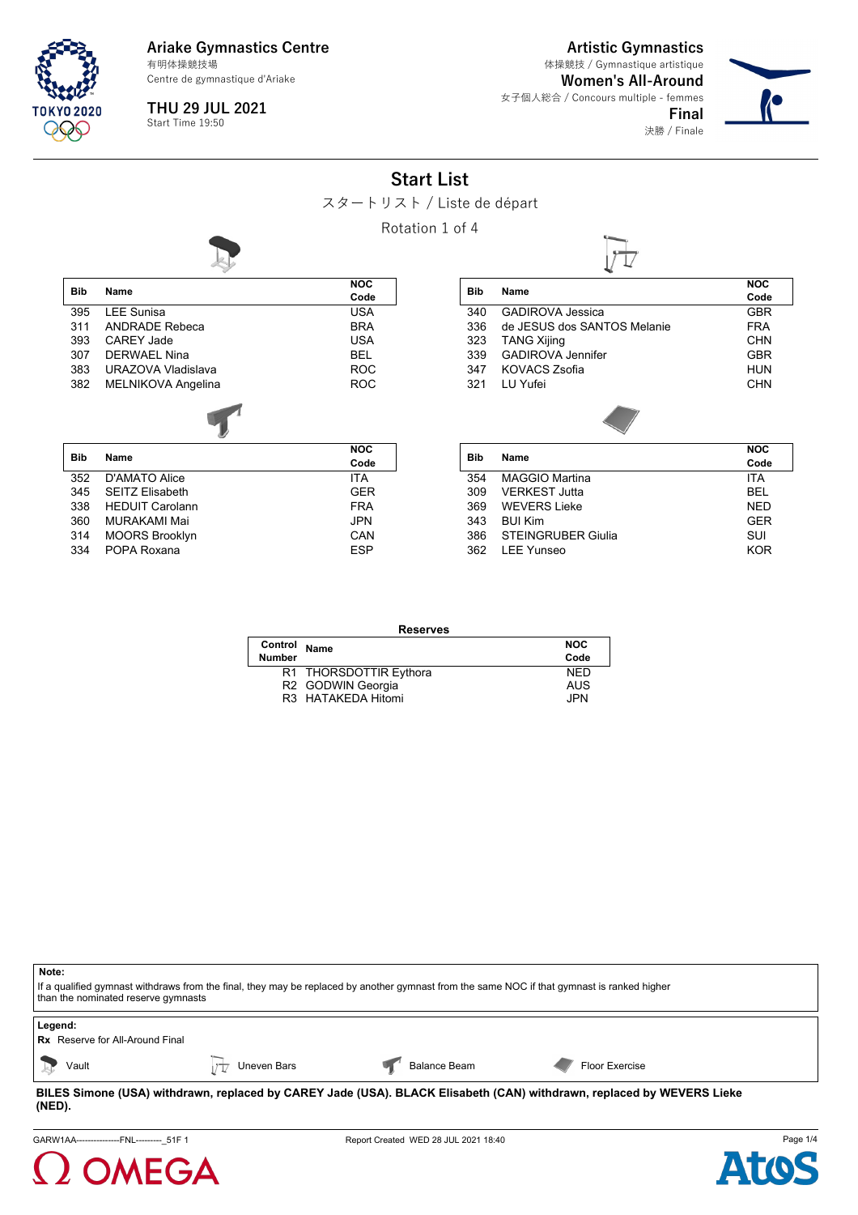**Ariake Gymnastics Centre**
有明体操競技場
Centre de gymnastique d'Ariake

**THU 29 JUL 2021**
Start Time 19:50

**Artistic Gymnastics**
体操競技 / Gymnastique artistique

**Women's All-Around**
女子個人総合 / Concours multiple - femmes

**Final**
決勝 / Finale

# Start List

スタートリスト / Liste de départ

Rotation 1 of 4

### Vault

| Bib | Name | NOC Code |
|---|---|---|
| 395 | LEE Sunisa | USA |
| 311 | ANDRADE Rebeca | BRA |
| 393 | CAREY Jade | USA |
| 307 | DERWAEL Nina | BEL |
| 383 | URAZOVA Vladislava | ROC |
| 382 | MELNIKOVA Angelina | ROC |

### Uneven Bars

| Bib | Name | NOC Code |
|---|---|---|
| 340 | GADIROVA Jessica | GBR |
| 336 | de JESUS dos SANTOS Melanie | FRA |
| 323 | TANG Xijing | CHN |
| 339 | GADIROVA Jennifer | GBR |
| 347 | KOVACS Zsofia | HUN |
| 321 | LU Yufei | CHN |

### Balance Beam

| Bib | Name | NOC Code |
|---|---|---|
| 352 | D'AMATO Alice | ITA |
| 345 | SEITZ Elisabeth | GER |
| 338 | HEDUIT Carolann | FRA |
| 360 | MURAKAMI Mai | JPN |
| 314 | MOORS Brooklyn | CAN |
| 334 | POPA Roxana | ESP |

### Floor Exercise

| Bib | Name | NOC Code |
|---|---|---|
| 354 | MAGGIO Martina | ITA |
| 309 | VERKEST Jutta | BEL |
| 369 | WEVERS Lieke | NED |
| 343 | BUI Kim | GER |
| 386 | STEINGRUBER Giulia | SUI |
| 362 | LEE Yunseo | KOR |

### Reserves

| Control Number | Name | NOC Code |
|---|---|---|
| R1 | THORSDOTTIR Eythora | NED |
| R2 | GODWIN Georgia | AUS |
| R3 | HATAKEDA Hitomi | JPN |

**Note:**
If a qualified gymnast withdraws from the final, they may be replaced by another gymnast from the same NOC if that gymnast is ranked higher than the nominated reserve gymnasts

**Legend:**
**Rx** Reserve for All-Around Final

Vault | Uneven Bars | Balance Beam | Floor Exercise

**BILES Simone (USA) withdrawn, replaced by CAREY Jade (USA). BLACK Elisabeth (CAN) withdrawn, replaced by WEVERS Lieke (NED).**

GARW1AA----------------FNL---------_51F 1 Report Created WED 28 JUL 2021 18:40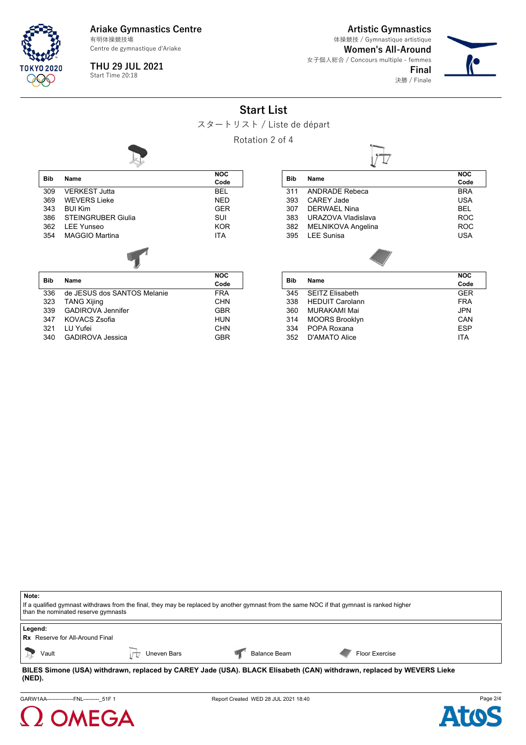# Artistic Gymnastics

体操競技 / Gymnastique artistique

## Women's All-Around

女子個人総合 / Concours multiple - femmes

**Final**

決勝 / Finale

**Ariake Gymnastics Centre**
有明体操競技場
Centre de gymnastique d'Ariake

**THU 29 JUL 2021**
Start Time 20:18

## Start List

スタートリスト / Liste de départ

Rotation 2 of 4

**Vault**

| Bib | Name | NOC Code |
|---|---|---|
| 309 | VERKEST Jutta | BEL |
| 369 | WEVERS Lieke | NED |
| 343 | BUI Kim | GER |
| 386 | STEINGRUBER Giulia | SUI |
| 362 | LEE Yunseo | KOR |
| 354 | MAGGIO Martina | ITA |

**Uneven Bars**

| Bib | Name | NOC Code |
|---|---|---|
| 311 | ANDRADE Rebeca | BRA |
| 393 | CAREY Jade | USA |
| 307 | DERWAEL Nina | BEL |
| 383 | URAZOVA Vladislava | ROC |
| 382 | MELNIKOVA Angelina | ROC |
| 395 | LEE Sunisa | USA |

**Balance Beam**

| Bib | Name | NOC Code |
|---|---|---|
| 336 | de JESUS dos SANTOS Melanie | FRA |
| 323 | TANG Xijing | CHN |
| 339 | GADIROVA Jennifer | GBR |
| 347 | KOVACS Zsofia | HUN |
| 321 | LU Yufei | CHN |
| 340 | GADIROVA Jessica | GBR |

**Floor Exercise**

| Bib | Name | NOC Code |
|---|---|---|
| 345 | SEITZ Elisabeth | GER |
| 338 | HEDUIT Carolann | FRA |
| 360 | MURAKAMI Mai | JPN |
| 314 | MOORS Brooklyn | CAN |
| 334 | POPA Roxana | ESP |
| 352 | D'AMATO Alice | ITA |

**Note:**
If a qualified gymnast withdraws from the final, they may be replaced by another gymnast from the same NOC if that gymnast is ranked higher than the nominated reserve gymnasts

**Legend:**
**Rx** Reserve for All-Around Final

Vault — Uneven Bars — Balance Beam — Floor Exercise

**BILES Simone (USA) withdrawn, replaced by CAREY Jade (USA). BLACK Elisabeth (CAN) withdrawn, replaced by WEVERS Lieke (NED).**

GARW1AA---------------FNL---------_51F 1 — Report Created WED 28 JUL 2021 18:40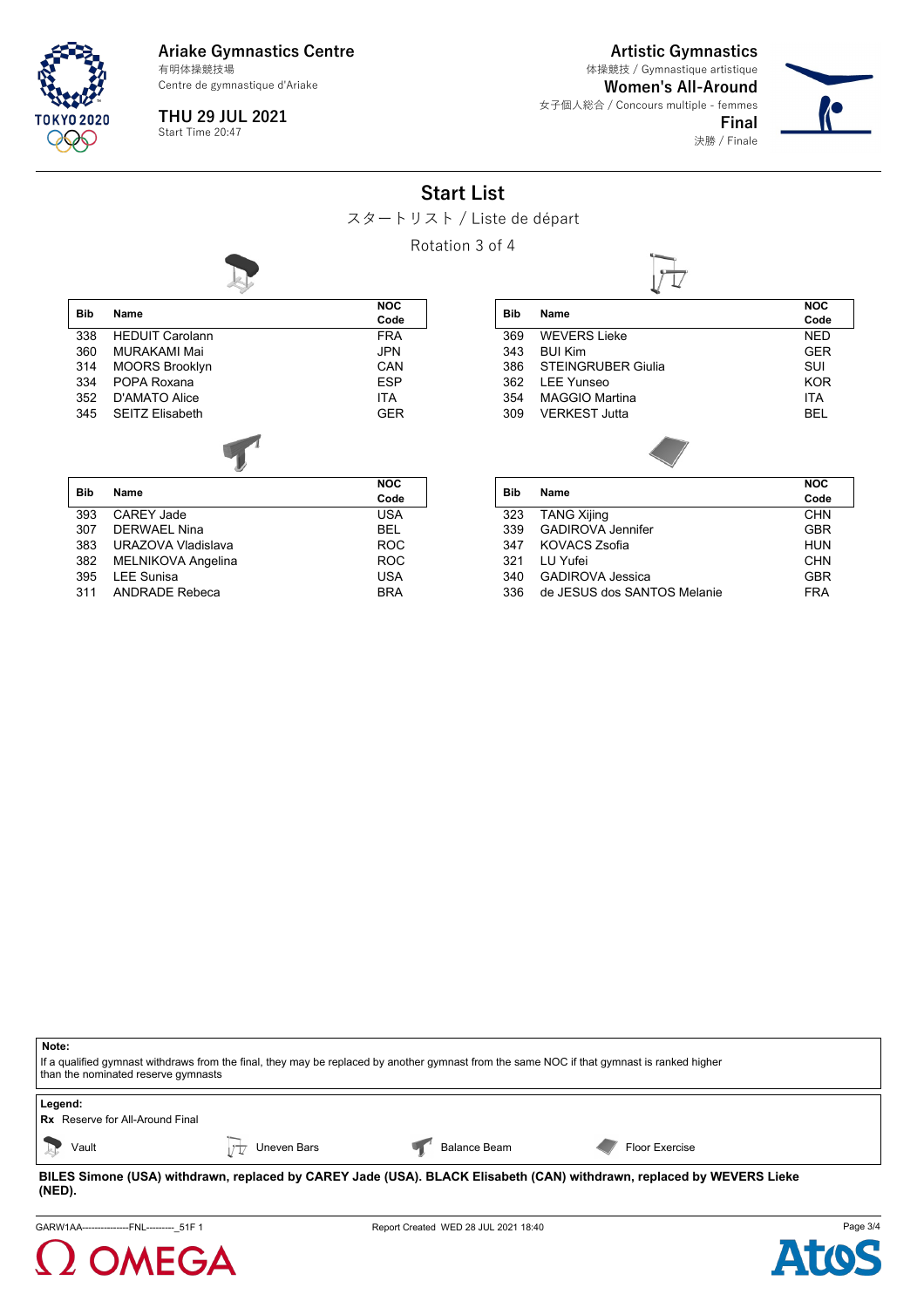# Ariake Gymnastics Centre

有明体操競技場
Centre de gymnastique d'Ariake

**THU 29 JUL 2021**
Start Time 20:47

# Artistic Gymnastics

体操競技 / Gymnastique artistique

**Women's All-Around**
女子個人総合 / Concours multiple - femmes

**Final**
決勝 / Finale

## Start List

スタートリスト / Liste de départ

Rotation 3 of 4

### Vault

| Bib | Name | NOC Code |
|---|---|---|
| 338 | HEDUIT Carolann | FRA |
| 360 | MURAKAMI Mai | JPN |
| 314 | MOORS Brooklyn | CAN |
| 334 | POPA Roxana | ESP |
| 352 | D'AMATO Alice | ITA |
| 345 | SEITZ Elisabeth | GER |

### Uneven Bars

| Bib | Name | NOC Code |
|---|---|---|
| 369 | WEVERS Lieke | NED |
| 343 | BUI Kim | GER |
| 386 | STEINGRUBER Giulia | SUI |
| 362 | LEE Yunseo | KOR |
| 354 | MAGGIO Martina | ITA |
| 309 | VERKEST Jutta | BEL |

### Balance Beam

| Bib | Name | NOC Code |
|---|---|---|
| 393 | CAREY Jade | USA |
| 307 | DERWAEL Nina | BEL |
| 383 | URAZOVA Vladislava | ROC |
| 382 | MELNIKOVA Angelina | ROC |
| 395 | LEE Sunisa | USA |
| 311 | ANDRADE Rebeca | BRA |

### Floor Exercise

| Bib | Name | NOC Code |
|---|---|---|
| 323 | TANG Xijing | CHN |
| 339 | GADIROVA Jennifer | GBR |
| 347 | KOVACS Zsofia | HUN |
| 321 | LU Yufei | CHN |
| 340 | GADIROVA Jessica | GBR |
| 336 | de JESUS dos SANTOS Melanie | FRA |

**Note:**
If a qualified gymnast withdraws from the final, they may be replaced by another gymnast from the same NOC if that gymnast is ranked higher than the nominated reserve gymnasts

**Legend:**
**Rx** Reserve for All-Around Final

Vault | Uneven Bars | Balance Beam | Floor Exercise

**BILES Simone (USA) withdrawn, replaced by CAREY Jade (USA). BLACK Elisabeth (CAN) withdrawn, replaced by WEVERS Lieke (NED).**

GARW1AA---------------FNL---------_51F 1 | Report Created WED 28 JUL 2021 18:40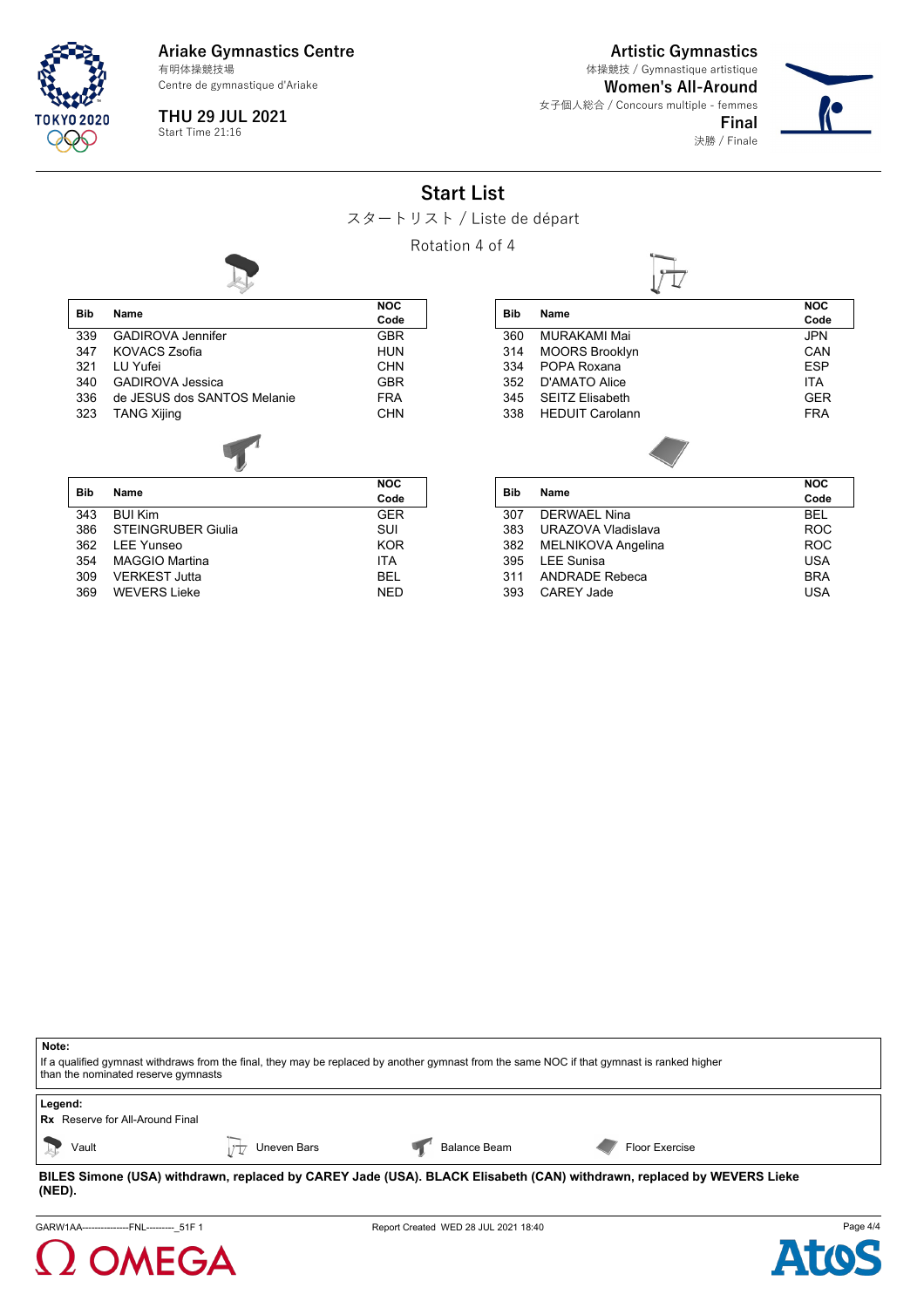Ariake Gymnastics Centre
有明体操競技場
Centre de gymnastique d'Ariake

THU 29 JUL 2021
Start Time 21:16

Artistic Gymnastics
体操競技 / Gymnastique artistique
Women's All-Around
女子個人総合 / Concours multiple - femmes
Final
決勝 / Finale

# Start List

スタートリスト / Liste de départ

Rotation 4 of 4

**Vault**

| Bib | Name | NOC Code |
|---|---|---|
| 339 | GADIROVA Jennifer | GBR |
| 347 | KOVACS Zsofia | HUN |
| 321 | LU Yufei | CHN |
| 340 | GADIROVA Jessica | GBR |
| 336 | de JESUS dos SANTOS Melanie | FRA |
| 323 | TANG Xijing | CHN |

**Uneven Bars**

| Bib | Name | NOC Code |
|---|---|---|
| 360 | MURAKAMI Mai | JPN |
| 314 | MOORS Brooklyn | CAN |
| 334 | POPA Roxana | ESP |
| 352 | D'AMATO Alice | ITA |
| 345 | SEITZ Elisabeth | GER |
| 338 | HEDUIT Carolann | FRA |

**Balance Beam**

| Bib | Name | NOC Code |
|---|---|---|
| 343 | BUI Kim | GER |
| 386 | STEINGRUBER Giulia | SUI |
| 362 | LEE Yunseo | KOR |
| 354 | MAGGIO Martina | ITA |
| 309 | VERKEST Jutta | BEL |
| 369 | WEVERS Lieke | NED |

**Floor Exercise**

| Bib | Name | NOC Code |
|---|---|---|
| 307 | DERWAEL Nina | BEL |
| 383 | URAZOVA Vladislava | ROC |
| 382 | MELNIKOVA Angelina | ROC |
| 395 | LEE Sunisa | USA |
| 311 | ANDRADE Rebeca | BRA |
| 393 | CAREY Jade | USA |

**Note:**
If a qualified gymnast withdraws from the final, they may be replaced by another gymnast from the same NOC if that gymnast is ranked higher than the nominated reserve gymnasts

**Legend:**
**Rx** Reserve for All-Around Final

Vault | Uneven Bars | Balance Beam | Floor Exercise

**BILES Simone (USA) withdrawn, replaced by CAREY Jade (USA). BLACK Elisabeth (CAN) withdrawn, replaced by WEVERS Lieke (NED).**

GARW1AA---------------FNL---------_51F 1 | Report Created WED 28 JUL 2021 18:40